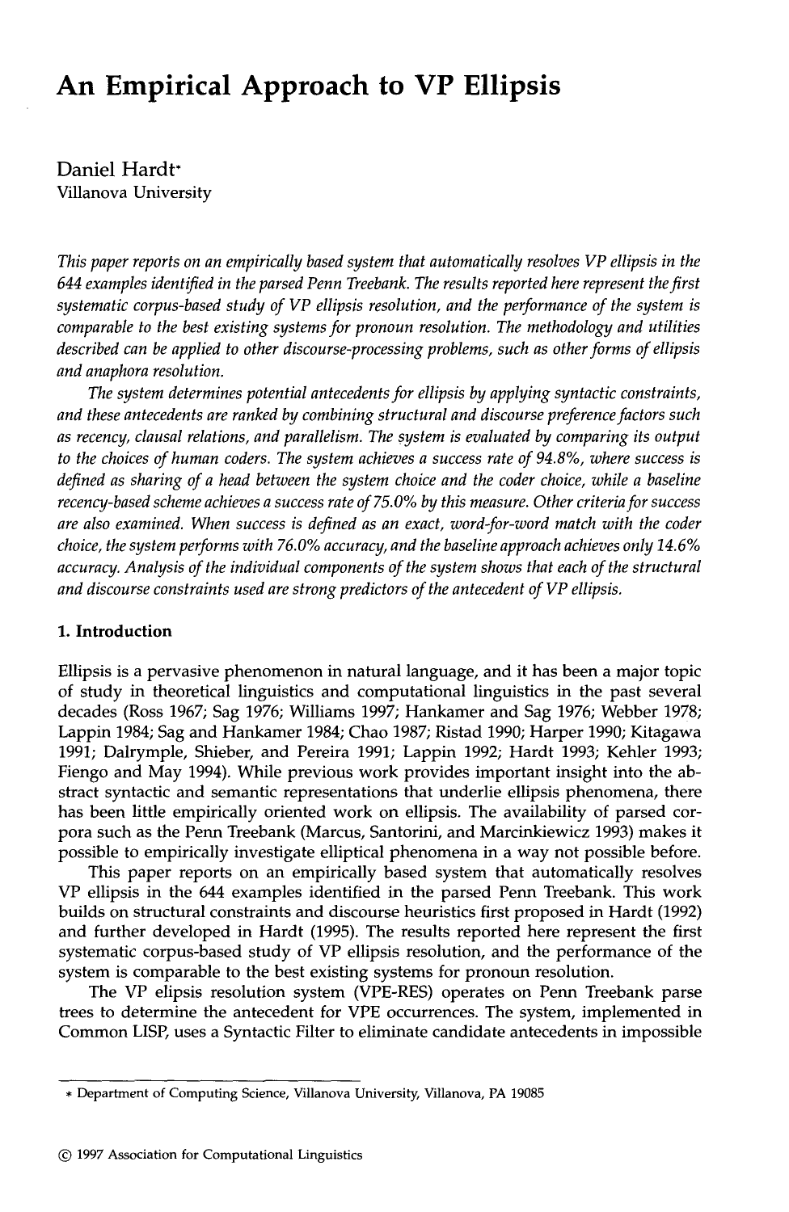# An Empirical Approach to VP Ellipsis

Daniel Hardt*
Villanova University

*This paper reports on an empirically based system that automatically resolves VP ellipsis in the 644 examples identified in the parsed Penn Treebank. The results reported here represent the first systematic corpus-based study of VP ellipsis resolution, and the performance of the system is comparable to the best existing systems for pronoun resolution. The methodology and utilities described can be applied to other discourse-processing problems, such as other forms of ellipsis and anaphora resolution.*

*The system determines potential antecedents for ellipsis by applying syntactic constraints, and these antecedents are ranked by combining structural and discourse preference factors such as recency, clausal relations, and parallelism. The system is evaluated by comparing its output to the choices of human coders. The system achieves a success rate of 94.8%, where success is defined as sharing of a head between the system choice and the coder choice, while a baseline recency-based scheme achieves a success rate of 75.0% by this measure. Other criteria for success are also examined. When success is defined as an exact, word-for-word match with the coder choice, the system performs with 76.0% accuracy, and the baseline approach achieves only 14.6% accuracy. Analysis of the individual components of the system shows that each of the structural and discourse constraints used are strong predictors of the antecedent of VP ellipsis.*

## 1. Introduction

Ellipsis is a pervasive phenomenon in natural language, and it has been a major topic of study in theoretical linguistics and computational linguistics in the past several decades (Ross 1967; Sag 1976; Williams 1997; Hankamer and Sag 1976; Webber 1978; Lappin 1984; Sag and Hankamer 1984; Chao 1987; Ristad 1990; Harper 1990; Kitagawa 1991; Dalrymple, Shieber, and Pereira 1991; Lappin 1992; Hardt 1993; Kehler 1993; Fiengo and May 1994). While previous work provides important insight into the abstract syntactic and semantic representations that underlie ellipsis phenomena, there has been little empirically oriented work on ellipsis. The availability of parsed corpora such as the Penn Treebank (Marcus, Santorini, and Marcinkiewicz 1993) makes it possible to empirically investigate elliptical phenomena in a way not possible before.

This paper reports on an empirically based system that automatically resolves VP ellipsis in the 644 examples identified in the parsed Penn Treebank. This work builds on structural constraints and discourse heuristics first proposed in Hardt (1992) and further developed in Hardt (1995). The results reported here represent the first systematic corpus-based study of VP ellipsis resolution, and the performance of the system is comparable to the best existing systems for pronoun resolution.

The VP elipsis resolution system (VPE-RES) operates on Penn Treebank parse trees to determine the antecedent for VPE occurrences. The system, implemented in Common LISP, uses a Syntactic Filter to eliminate candidate antecedents in impossible

* Department of Computing Science, Villanova University, Villanova, PA 19085

© 1997 Association for Computational Linguistics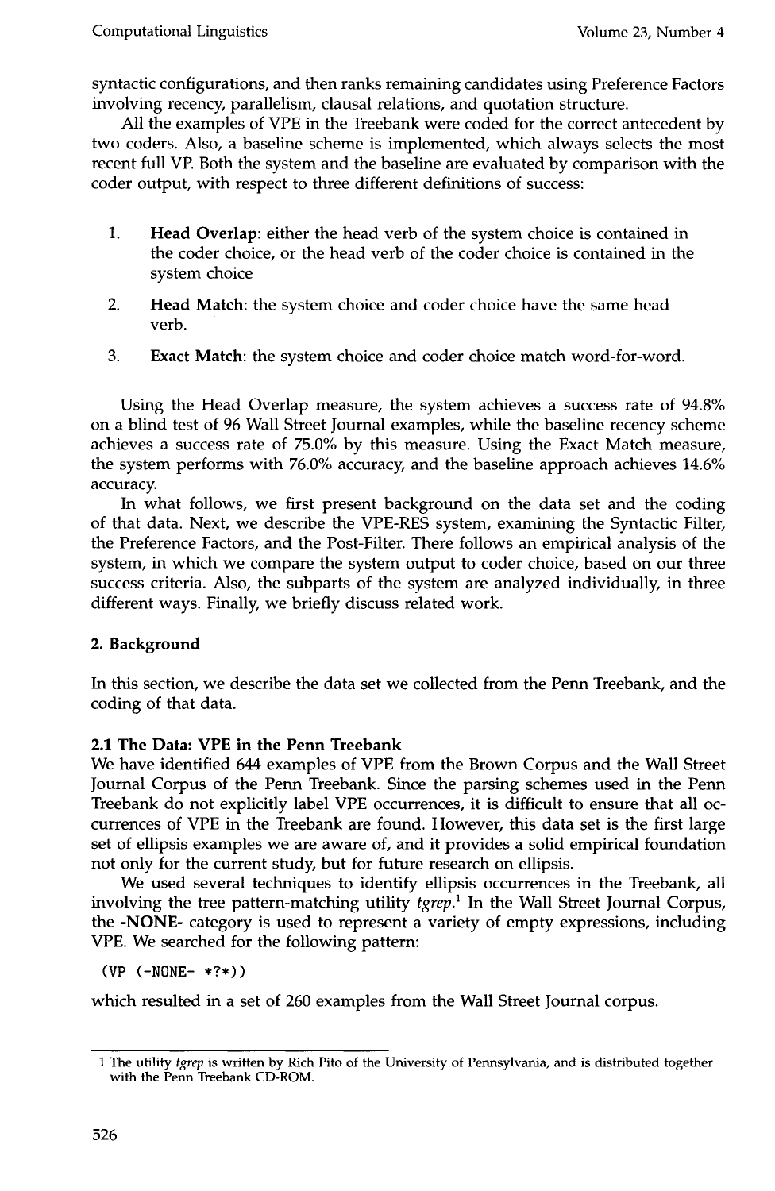syntactic configurations, and then ranks remaining candidates using Preference Factors involving recency, parallelism, clausal relations, and quotation structure.

All the examples of VPE in the Treebank were coded for the correct antecedent by two coders. Also, a baseline scheme is implemented, which always selects the most recent full VP. Both the system and the baseline are evaluated by comparison with the coder output, with respect to three different definitions of success:

1. **Head Overlap**: either the head verb of the system choice is contained in the coder choice, or the head verb of the coder choice is contained in the system choice
2. **Head Match**: the system choice and coder choice have the same head verb.
3. **Exact Match**: the system choice and coder choice match word-for-word.

Using the Head Overlap measure, the system achieves a success rate of 94.8% on a blind test of 96 Wall Street Journal examples, while the baseline recency scheme achieves a success rate of 75.0% by this measure. Using the Exact Match measure, the system performs with 76.0% accuracy, and the baseline approach achieves 14.6% accuracy.

In what follows, we first present background on the data set and the coding of that data. Next, we describe the VPE-RES system, examining the Syntactic Filter, the Preference Factors, and the Post-Filter. There follows an empirical analysis of the system, in which we compare the system output to coder choice, based on our three success criteria. Also, the subparts of the system are analyzed individually, in three different ways. Finally, we briefly discuss related work.

## 2. Background

In this section, we describe the data set we collected from the Penn Treebank, and the coding of that data.

### 2.1 The Data: VPE in the Penn Treebank

We have identified 644 examples of VPE from the Brown Corpus and the Wall Street Journal Corpus of the Penn Treebank. Since the parsing schemes used in the Penn Treebank do not explicitly label VPE occurrences, it is difficult to ensure that all occurrences of VPE in the Treebank are found. However, this data set is the first large set of ellipsis examples we are aware of, and it provides a solid empirical foundation not only for the current study, but for future research on ellipsis.

We used several techniques to identify ellipsis occurrences in the Treebank, all involving the tree pattern-matching utility *tgrep*.[1] In the Wall Street Journal Corpus, the **-NONE-** category is used to represent a variety of empty expressions, including VPE. We searched for the following pattern:

```
(VP (-NONE- *?*))
```

which resulted in a set of 260 examples from the Wall Street Journal corpus.

---

1 The utility *tgrep* is written by Rich Pito of the University of Pennsylvania, and is distributed together with the Penn Treebank CD-ROM.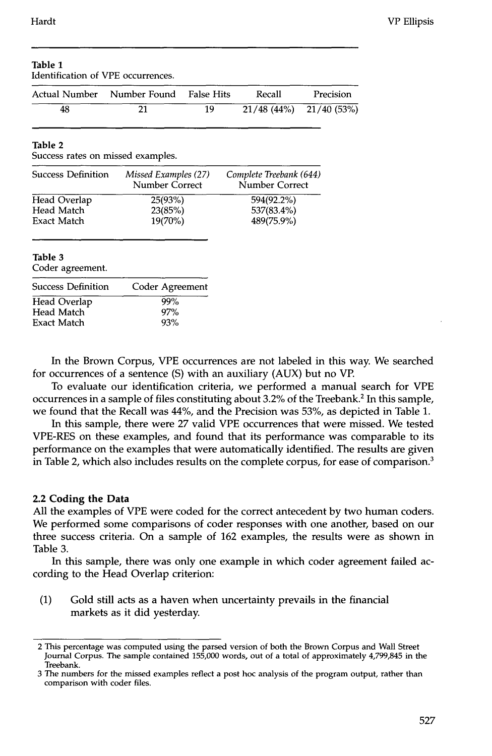Table 1
Identification of VPE occurrences.

| Actual Number | Number Found | False Hits | Recall | Precision |
|---|---|---|---|---|
| 48 | 21 | 19 | 21/48 (44%) | 21/40 (53%) |

Table 2
Success rates on missed examples.

| Success Definition | *Missed Examples (27)* Number Correct | *Complete Treebank (644)* Number Correct |
|---|---|---|
| Head Overlap | 25(93%) | 594(92.2%) |
| Head Match | 23(85%) | 537(83.4%) |
| Exact Match | 19(70%) | 489(75.9%) |

Table 3
Coder agreement.

| Success Definition | Coder Agreement |
|---|---|
| Head Overlap | 99% |
| Head Match | 97% |
| Exact Match | 93% |

In the Brown Corpus, VPE occurrences are not labeled in this way. We searched for occurrences of a sentence (S) with an auxiliary (AUX) but no VP.

To evaluate our identification criteria, we performed a manual search for VPE occurrences in a sample of files constituting about 3.2% of the Treebank.[2] In this sample, we found that the Recall was 44%, and the Precision was 53%, as depicted in Table 1.

In this sample, there were 27 valid VPE occurrences that were missed. We tested VPE-RES on these examples, and found that its performance was comparable to its performance on the examples that were automatically identified. The results are given in Table 2, which also includes results on the complete corpus, for ease of comparison.[3]

### 2.2 Coding the Data

All the examples of VPE were coded for the correct antecedent by two human coders. We performed some comparisons of coder responses with one another, based on our three success criteria. On a sample of 162 examples, the results were as shown in Table 3.

In this sample, there was only one example in which coder agreement failed according to the Head Overlap criterion:

(1) Gold still acts as a haven when uncertainty prevails in the financial markets as it did yesterday.

---

2 This percentage was computed using the parsed version of both the Brown Corpus and Wall Street Journal Corpus. The sample contained 155,000 words, out of a total of approximately 4,799,845 in the Treebank.

3 The numbers for the missed examples reflect a post hoc analysis of the program output, rather than comparison with coder files.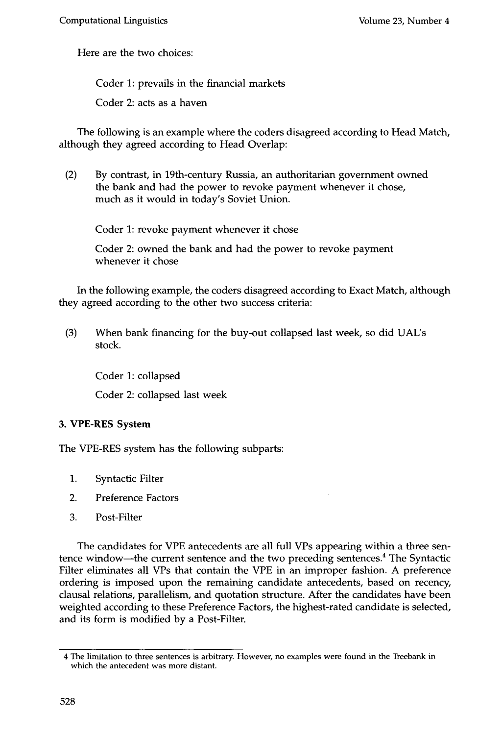Here are the two choices:

> Coder 1: prevails in the financial markets
>
> Coder 2: acts as a haven

The following is an example where the coders disagreed according to Head Match, although they agreed according to Head Overlap:

(2) By contrast, in 19th-century Russia, an authoritarian government owned the bank and had the power to revoke payment whenever it chose, much as it would in today's Soviet Union.

> Coder 1: revoke payment whenever it chose
>
> Coder 2: owned the bank and had the power to revoke payment whenever it chose

In the following example, the coders disagreed according to Exact Match, although they agreed according to the other two success criteria:

(3) When bank financing for the buy-out collapsed last week, so did UAL's stock.

> Coder 1: collapsed
>
> Coder 2: collapsed last week

### 3. VPE-RES System

The VPE-RES system has the following subparts:

1. Syntactic Filter
2. Preference Factors
3. Post-Filter

The candidates for VPE antecedents are all full VPs appearing within a three sentence window—the current sentence and the two preceding sentences.[4] The Syntactic Filter eliminates all VPs that contain the VPE in an improper fashion. A preference ordering is imposed upon the remaining candidate antecedents, based on recency, clausal relations, parallelism, and quotation structure. After the candidates have been weighted according to these Preference Factors, the highest-rated candidate is selected, and its form is modified by a Post-Filter.

---

4 The limitation to three sentences is arbitrary. However, no examples were found in the Treebank in which the antecedent was more distant.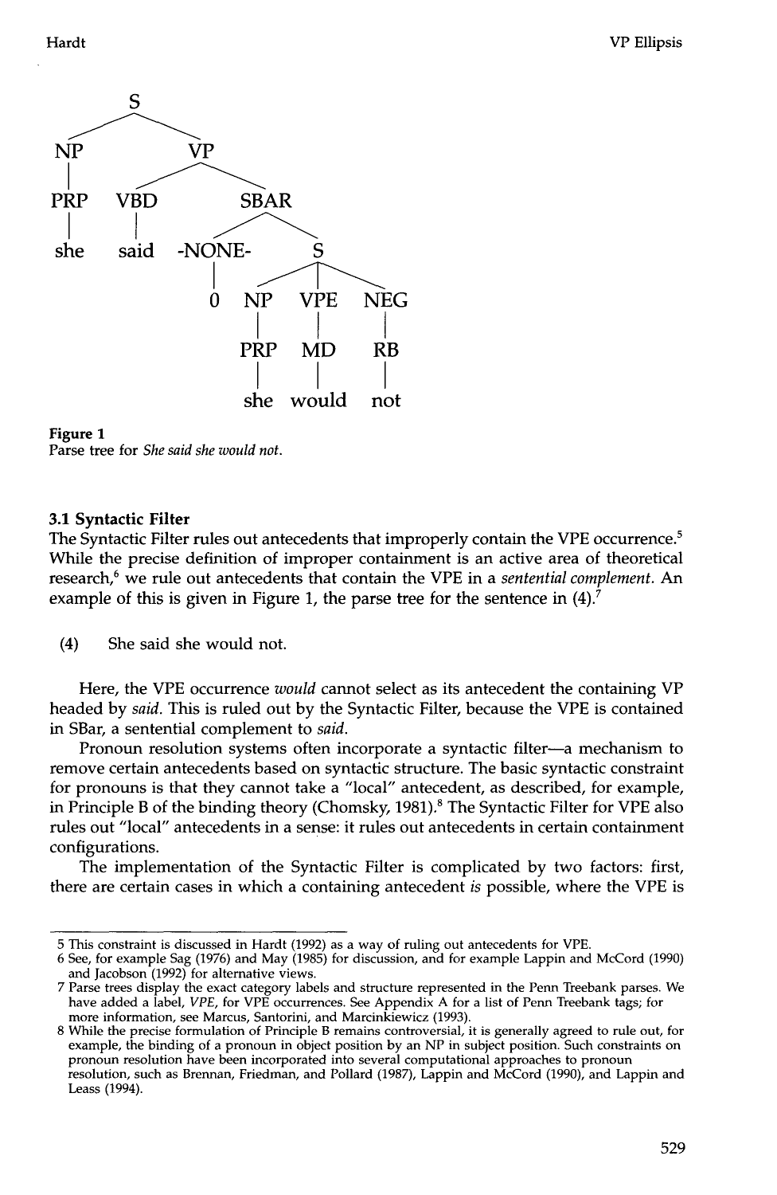```
(S (NP (PRP she))
   (VP (VBD said)
       (SBAR (-NONE- 0)
             (S (NP (PRP she))
                (VPE (MD would))
                (NEG (RB not))))))
```

**Figure 1**
Parse tree for *She said she would not.*

### 3.1 Syntactic Filter

The Syntactic Filter rules out antecedents that improperly contain the VPE occurrence.[5] While the precise definition of improper containment is an active area of theoretical research,[6] we rule out antecedents that contain the VPE in a *sentential complement*. An example of this is given in Figure 1, the parse tree for the sentence in (4).[7]

(4) She said she would not.

Here, the VPE occurrence *would* cannot select as its antecedent the containing VP headed by *said*. This is ruled out by the Syntactic Filter, because the VPE is contained in SBar, a sentential complement to *said*.

Pronoun resolution systems often incorporate a syntactic filter—a mechanism to remove certain antecedents based on syntactic structure. The basic syntactic constraint for pronouns is that they cannot take a "local" antecedent, as described, for example, in Principle B of the binding theory (Chomsky, 1981).[8] The Syntactic Filter for VPE also rules out "local" antecedents in a sense: it rules out antecedents in certain containment configurations.

The implementation of the Syntactic Filter is complicated by two factors: first, there are certain cases in which a containing antecedent *is* possible, where the VPE is

---

5 This constraint is discussed in Hardt (1992) as a way of ruling out antecedents for VPE.

6 See, for example Sag (1976) and May (1985) for discussion, and for example Lappin and McCord (1990) and Jacobson (1992) for alternative views.

7 Parse trees display the exact category labels and structure represented in the Penn Treebank parses. We have added a label, *VPE*, for VPE occurrences. See Appendix A for a list of Penn Treebank tags; for more information, see Marcus, Santorini, and Marcinkiewicz (1993).

8 While the precise formulation of Principle B remains controversial, it is generally agreed to rule out, for example, the binding of a pronoun in object position by an NP in subject position. Such constraints on pronoun resolution have been incorporated into several computational approaches to pronoun resolution, such as Brennan, Friedman, and Pollard (1987), Lappin and McCord (1990), and Lappin and Leass (1994).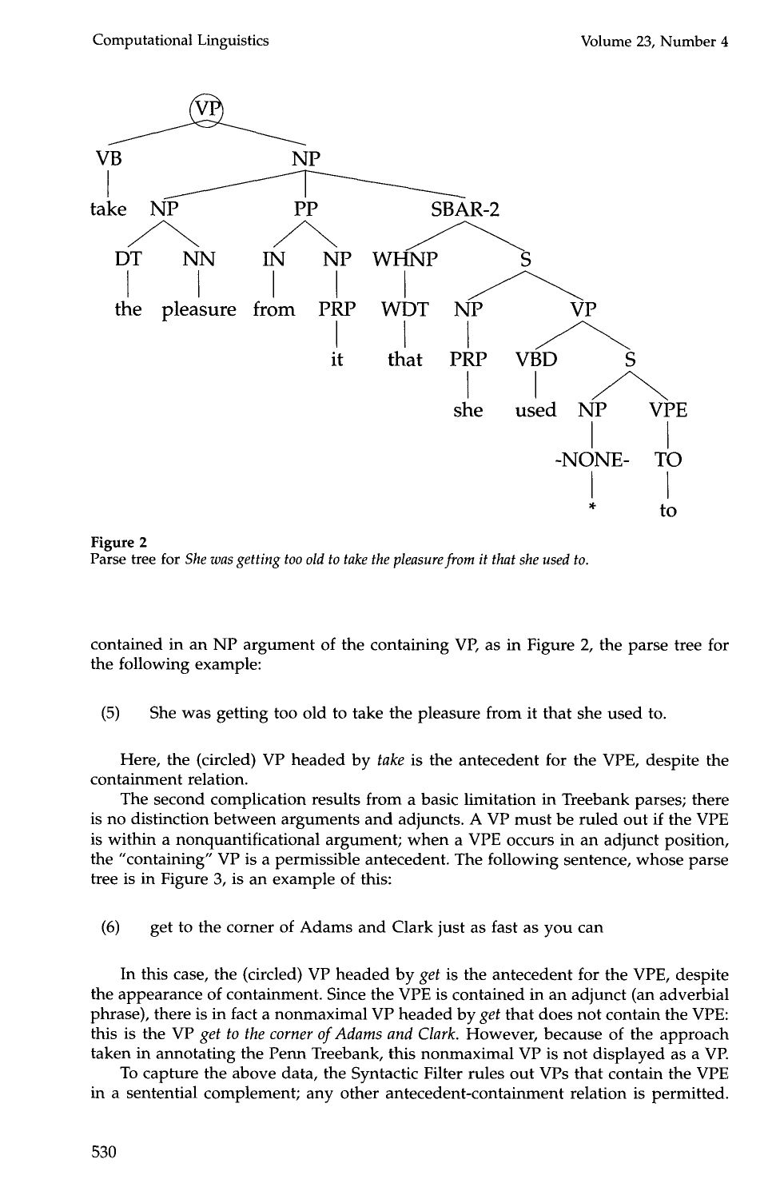**Figure 2**
Parse tree for *She was getting too old to take the pleasure from it that she used to.*

contained in an NP argument of the containing VP, as in Figure 2, the parse tree for the following example:

(5) She was getting too old to take the pleasure from it that she used to.

Here, the (circled) VP headed by *take* is the antecedent for the VPE, despite the containment relation.

The second complication results from a basic limitation in Treebank parses; there is no distinction between arguments and adjuncts. A VP must be ruled out if the VPE is within a nonquantificational argument; when a VPE occurs in an adjunct position, the "containing" VP is a permissible antecedent. The following sentence, whose parse tree is in Figure 3, is an example of this:

(6) get to the corner of Adams and Clark just as fast as you can

In this case, the (circled) VP headed by *get* is the antecedent for the VPE, despite the appearance of containment. Since the VPE is contained in an adjunct (an adverbial phrase), there is in fact a nonmaximal VP headed by *get* that does not contain the VPE: this is the VP *get to the corner of Adams and Clark*. However, because of the approach taken in annotating the Penn Treebank, this nonmaximal VP is not displayed as a VP.

To capture the above data, the Syntactic Filter rules out VPs that contain the VPE in a sentential complement; any other antecedent-containment relation is permitted.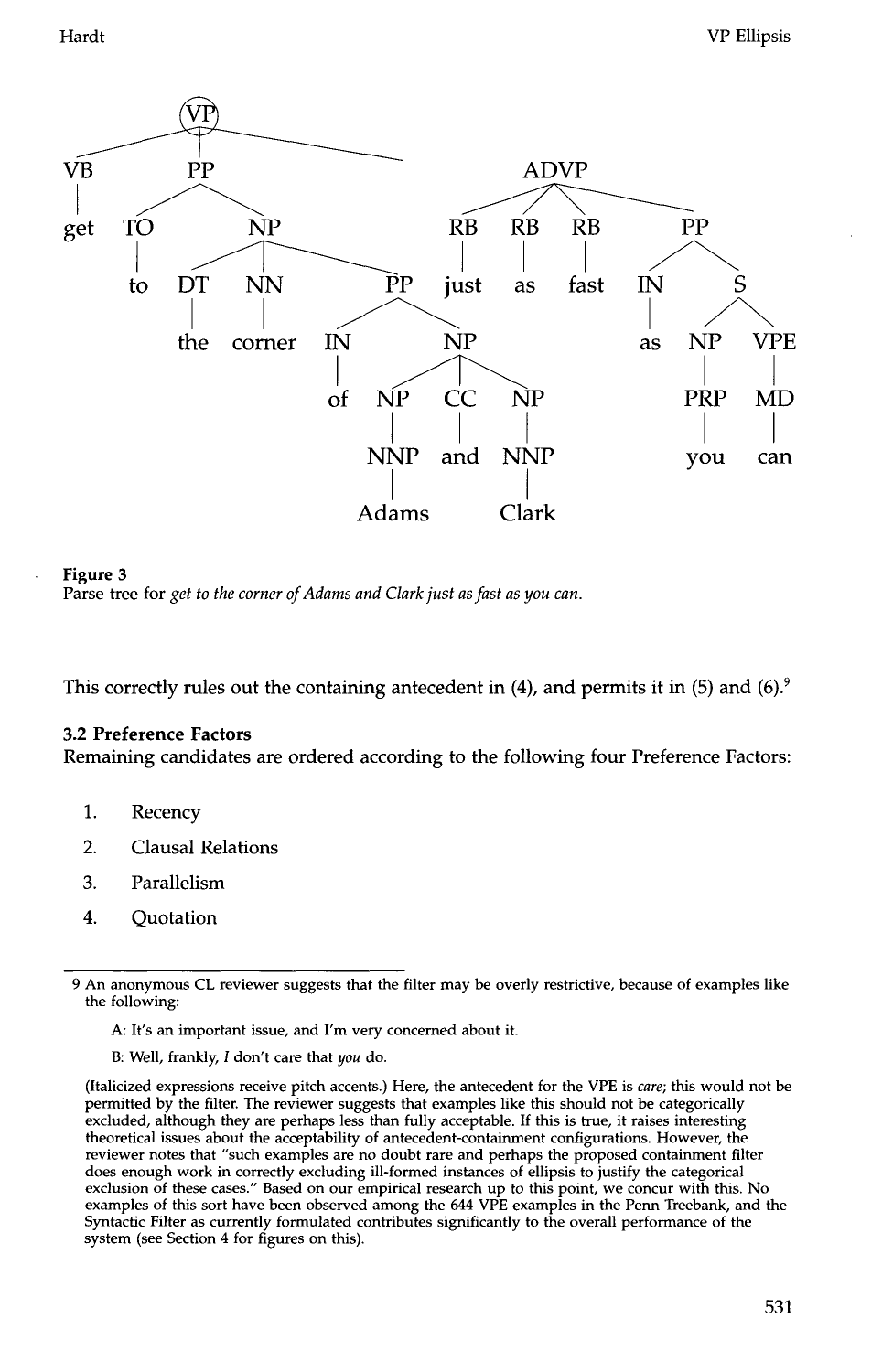```
(VP (VB get)
    (PP (TO to)
        (NP (DT the) (NN corner)
            (PP (IN of)
                (NP (NP (NNP Adams)) (CC and) (NP (NNP Clark))))))
    (ADVP (RB just) (RB as) (RB fast)
        (PP (IN as)
            (S (NP (PRP you)) (VPE (MD can))))))
```

**Figure 3**
Parse tree for *get to the corner of Adams and Clark just as fast as you can.*

This correctly rules out the containing antecedent in (4), and permits it in (5) and (6).[9]

### 3.2 Preference Factors

Remaining candidates are ordered according to the following four Preference Factors:

1. Recency
2. Clausal Relations
3. Parallelism
4. Quotation

---

[9] An anonymous CL reviewer suggests that the filter may be overly restrictive, because of examples like the following:

A: It's an important issue, and I'm very concerned about it.

B: Well, frankly, *I* don't care that *you* do.

(Italicized expressions receive pitch accents.) Here, the antecedent for the VPE is *care*; this would not be permitted by the filter. The reviewer suggests that examples like this should not be categorically excluded, although they are perhaps less than fully acceptable. If this is true, it raises interesting theoretical issues about the acceptability of antecedent-containment configurations. However, the reviewer notes that "such examples are no doubt rare and perhaps the proposed containment filter does enough work in correctly excluding ill-formed instances of ellipsis to justify the categorical exclusion of these cases." Based on our empirical research up to this point, we concur with this. No examples of this sort have been observed among the 644 VPE examples in the Penn Treebank, and the Syntactic Filter as currently formulated contributes significantly to the overall performance of the system (see Section 4 for figures on this).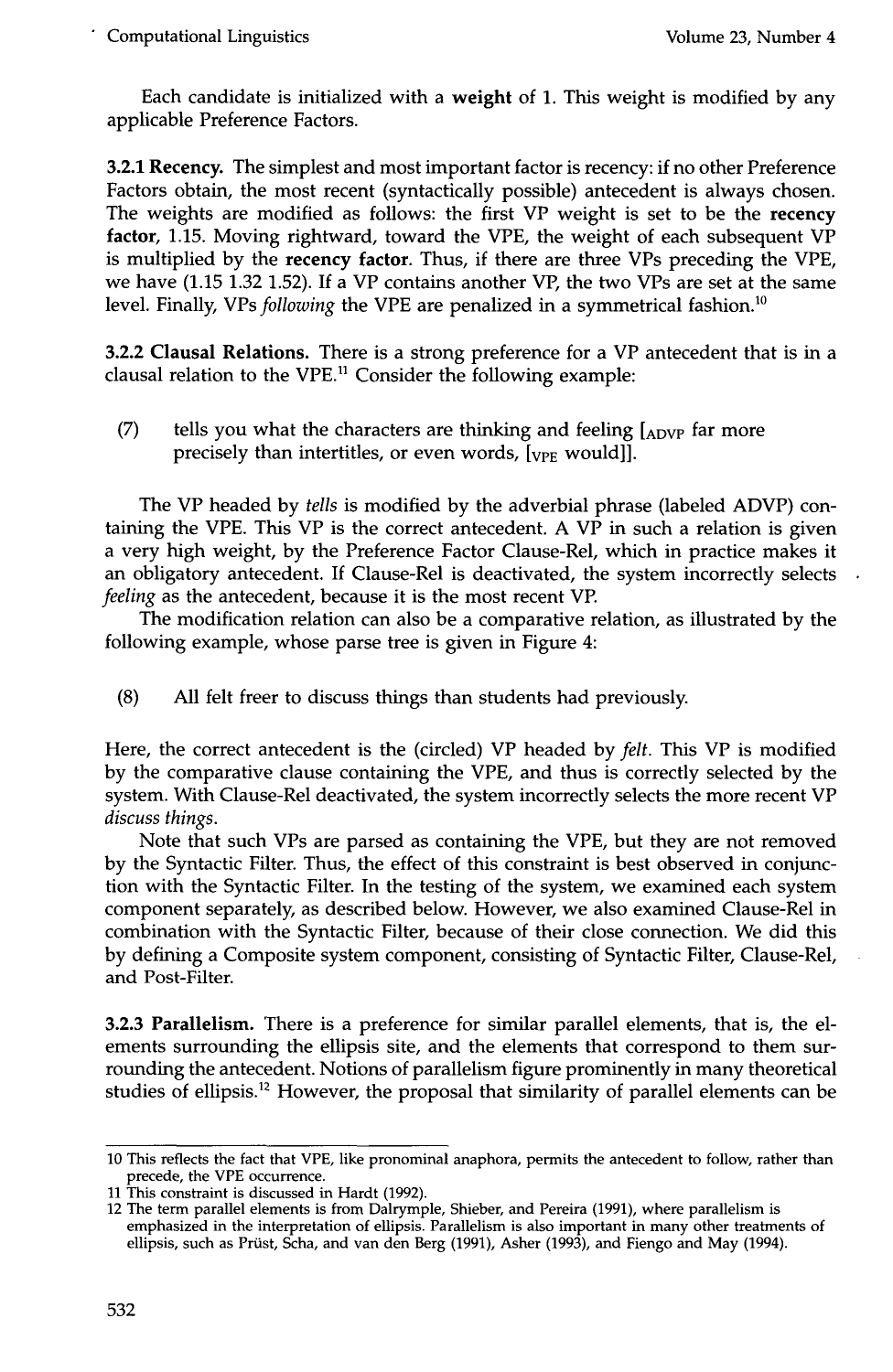Each candidate is initialized with a **weight** of 1. This weight is modified by any applicable Preference Factors.

**3.2.1 Recency.** The simplest and most important factor is recency: if no other Preference Factors obtain, the most recent (syntactically possible) antecedent is always chosen. The weights are modified as follows: the first VP weight is set to be the **recency factor**, 1.15. Moving rightward, toward the VPE, the weight of each subsequent VP is multiplied by the **recency factor**. Thus, if there are three VPs preceding the VPE, we have (1.15 1.32 1.52). If a VP contains another VP, the two VPs are set at the same level. Finally, VPs *following* the VPE are penalized in a symmetrical fashion.[10]

**3.2.2 Clausal Relations.** There is a strong preference for a VP antecedent that is in a clausal relation to the VPE.[11] Consider the following example:

(7) tells you what the characters are thinking and feeling [$_{\text{ADVP}}$ far more precisely than intertitles, or even words, [$_{\text{VPE}}$ would]].

The VP headed by *tells* is modified by the adverbial phrase (labeled ADVP) containing the VPE. This VP is the correct antecedent. A VP in such a relation is given a very high weight, by the Preference Factor Clause-Rel, which in practice makes it an obligatory antecedent. If Clause-Rel is deactivated, the system incorrectly selects *feeling* as the antecedent, because it is the most recent VP.

The modification relation can also be a comparative relation, as illustrated by the following example, whose parse tree is given in Figure 4:

(8) All felt freer to discuss things than students had previously.

Here, the correct antecedent is the (circled) VP headed by *felt*. This VP is modified by the comparative clause containing the VPE, and thus is correctly selected by the system. With Clause-Rel deactivated, the system incorrectly selects the more recent VP *discuss things*.

Note that such VPs are parsed as containing the VPE, but they are not removed by the Syntactic Filter. Thus, the effect of this constraint is best observed in conjunction with the Syntactic Filter. In the testing of the system, we examined each system component separately, as described below. However, we also examined Clause-Rel in combination with the Syntactic Filter, because of their close connection. We did this by defining a Composite system component, consisting of Syntactic Filter, Clause-Rel, and Post-Filter.

**3.2.3 Parallelism.** There is a preference for similar parallel elements, that is, the elements surrounding the ellipsis site, and the elements that correspond to them surrounding the antecedent. Notions of parallelism figure prominently in many theoretical studies of ellipsis.[12] However, the proposal that similarity of parallel elements can be

---

10 This reflects the fact that VPE, like pronominal anaphora, permits the antecedent to follow, rather than precede, the VPE occurrence.

11 This constraint is discussed in Hardt (1992).

12 The term parallel elements is from Dalrymple, Shieber, and Pereira (1991), where parallelism is emphasized in the interpretation of ellipsis. Parallelism is also important in many other treatments of ellipsis, such as Prüst, Scha, and van den Berg (1991), Asher (1993), and Fiengo and May (1994).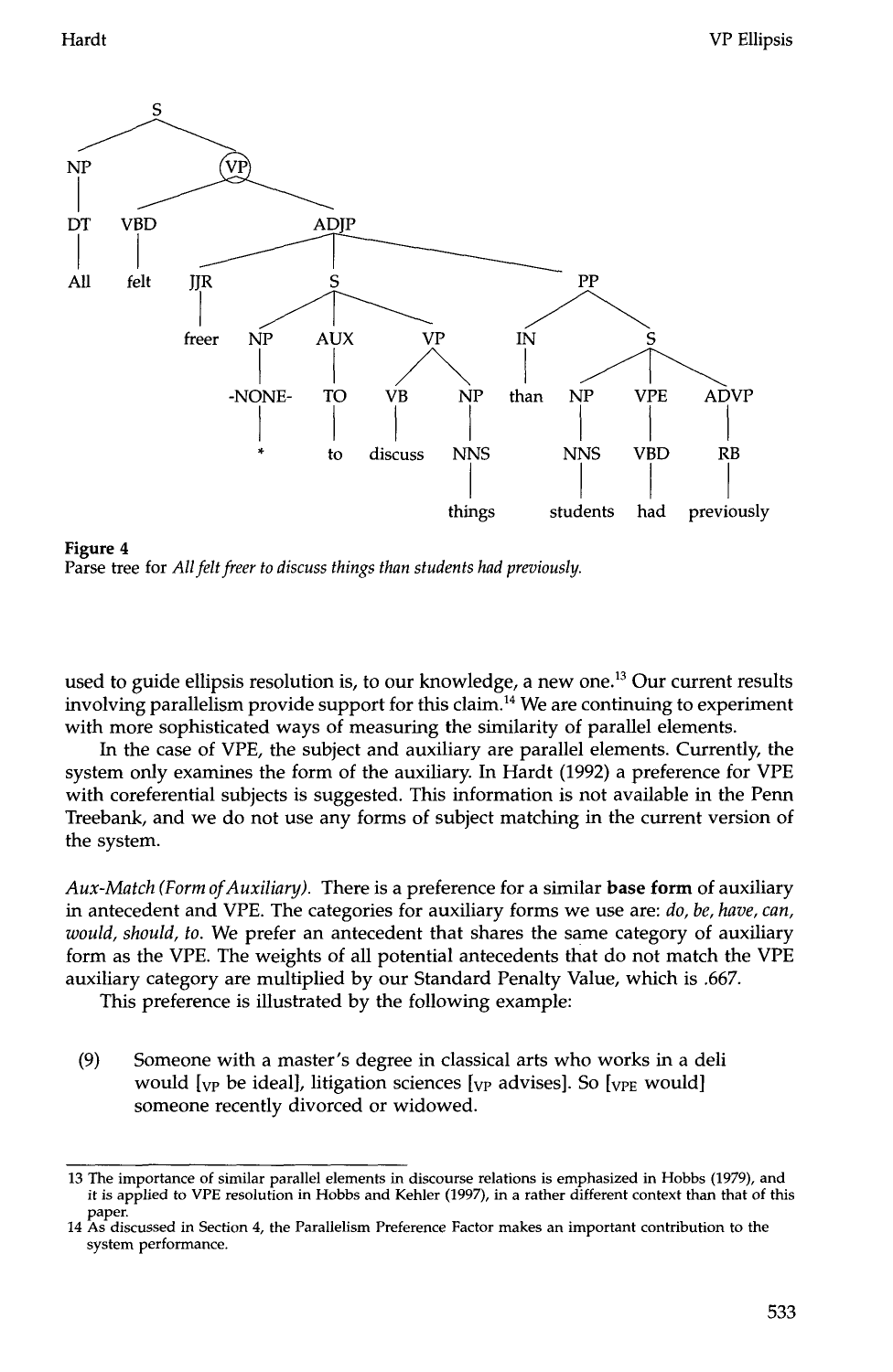**Figure 4**
Parse tree for *All felt freer to discuss things than students had previously.*

used to guide ellipsis resolution is, to our knowledge, a new one.[13] Our current results involving parallelism provide support for this claim.[14] We are continuing to experiment with more sophisticated ways of measuring the similarity of parallel elements.

In the case of VPE, the subject and auxiliary are parallel elements. Currently, the system only examines the form of the auxiliary. In Hardt (1992) a preference for VPE with coreferential subjects is suggested. This information is not available in the Penn Treebank, and we do not use any forms of subject matching in the current version of the system.

*Aux-Match (Form of Auxiliary).* There is a preference for a similar **base form** of auxiliary in antecedent and VPE. The categories for auxiliary forms we use are: *do, be, have, can, would, should, to.* We prefer an antecedent that shares the same category of auxiliary form as the VPE. The weights of all potential antecedents that do not match the VPE auxiliary category are multiplied by our Standard Penalty Value, which is .667.

This preference is illustrated by the following example:

(9) Someone with a master's degree in classical arts who works in a deli would [$_{VP}$ be ideal], litigation sciences [$_{VP}$ advises]. So [$_{VPE}$ would] someone recently divorced or widowed.

---

13 The importance of similar parallel elements in discourse relations is emphasized in Hobbs (1979), and it is applied to VPE resolution in Hobbs and Kehler (1997), in a rather different context than that of this paper.

14 As discussed in Section 4, the Parallelism Preference Factor makes an important contribution to the system performance.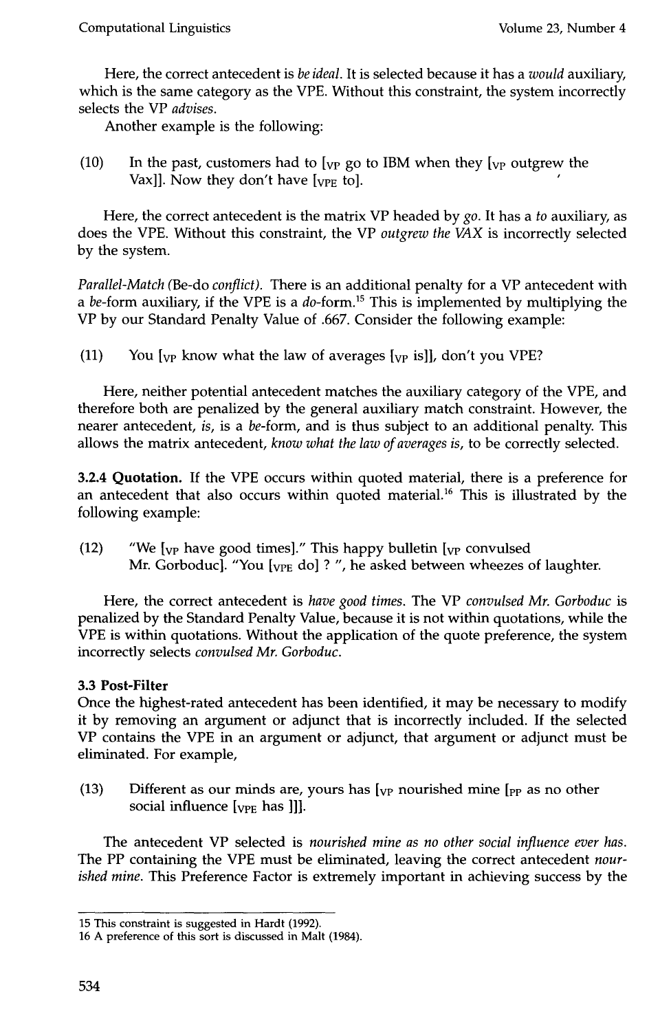Here, the correct antecedent is *be ideal*. It is selected because it has a *would* auxiliary, which is the same category as the VPE. Without this constraint, the system incorrectly selects the VP *advises*.

Another example is the following:

(10) In the past, customers had to [$_{VP}$ go to IBM when they [$_{VP}$ outgrew the Vax]]. Now they don't have [$_{VPE}$ to].

Here, the correct antecedent is the matrix VP headed by *go*. It has a *to* auxiliary, as does the VPE. Without this constraint, the VP *outgrew the VAX* is incorrectly selected by the system.

*Parallel-Match (Be-do conflict).* There is an additional penalty for a VP antecedent with a *be*-form auxiliary, if the VPE is a *do*-form.[15] This is implemented by multiplying the VP by our Standard Penalty Value of .667. Consider the following example:

(11) You [$_{VP}$ know what the law of averages [$_{VP}$ is]], don't you VPE?

Here, neither potential antecedent matches the auxiliary category of the VPE, and therefore both are penalized by the general auxiliary match constraint. However, the nearer antecedent, *is*, is a *be*-form, and is thus subject to an additional penalty. This allows the matrix antecedent, *know what the law of averages is*, to be correctly selected.

**3.2.4 Quotation.** If the VPE occurs within quoted material, there is a preference for an antecedent that also occurs within quoted material.[16] This is illustrated by the following example:

(12) "We [$_{VP}$ have good times]." This happy bulletin [$_{VP}$ convulsed Mr. Gorboduc]. "You [$_{VPE}$ do] ? ", he asked between wheezes of laughter.

Here, the correct antecedent is *have good times*. The VP *convulsed Mr. Gorboduc* is penalized by the Standard Penalty Value, because it is not within quotations, while the VPE is within quotations. Without the application of the quote preference, the system incorrectly selects *convulsed Mr. Gorboduc*.

### 3.3 Post-Filter

Once the highest-rated antecedent has been identified, it may be necessary to modify it by removing an argument or adjunct that is incorrectly included. If the selected VP contains the VPE in an argument or adjunct, that argument or adjunct must be eliminated. For example,

(13) Different as our minds are, yours has [$_{VP}$ nourished mine [$_{PP}$ as no other social influence [$_{VPE}$ has ]]].

The antecedent VP selected is *nourished mine as no other social influence ever has*. The PP containing the VPE must be eliminated, leaving the correct antecedent *nourished mine*. This Preference Factor is extremely important in achieving success by the

15 This constraint is suggested in Hardt (1992).

16 A preference of this sort is discussed in Malt (1984).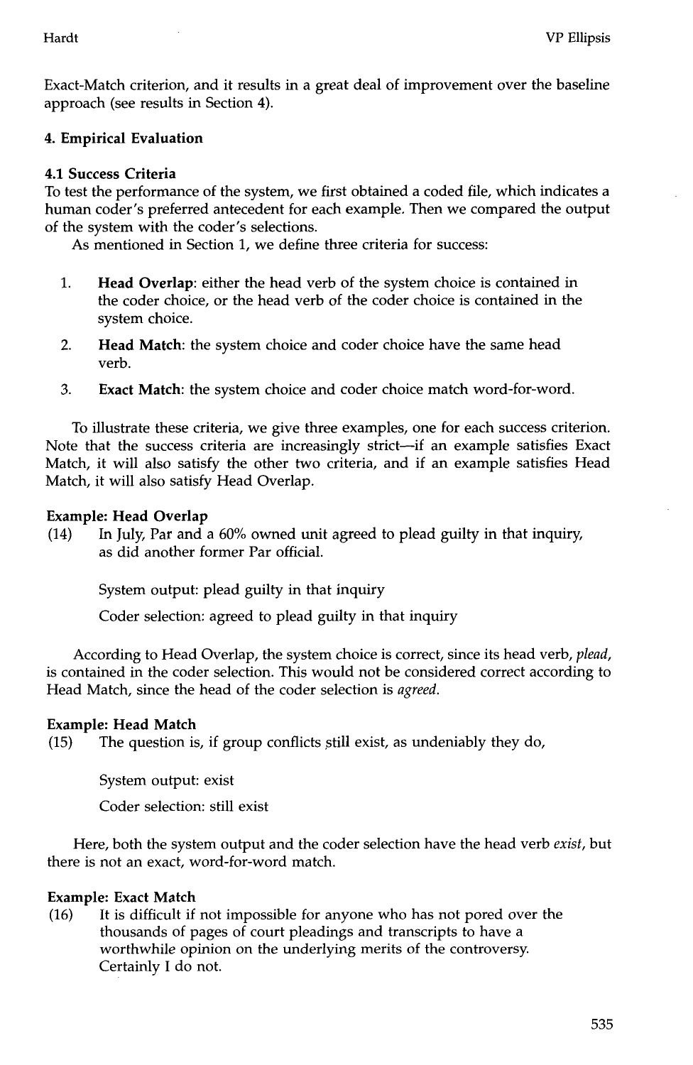Exact-Match criterion, and it results in a great deal of improvement over the baseline approach (see results in Section 4).

## 4. Empirical Evaluation

### 4.1 Success Criteria

To test the performance of the system, we first obtained a coded file, which indicates a human coder's preferred antecedent for each example. Then we compared the output of the system with the coder's selections.

As mentioned in Section 1, we define three criteria for success:

1. **Head Overlap**: either the head verb of the system choice is contained in the coder choice, or the head verb of the coder choice is contained in the system choice.
2. **Head Match**: the system choice and coder choice have the same head verb.
3. **Exact Match**: the system choice and coder choice match word-for-word.

To illustrate these criteria, we give three examples, one for each success criterion. Note that the success criteria are increasingly strict—if an example satisfies Exact Match, it will also satisfy the other two criteria, and if an example satisfies Head Match, it will also satisfy Head Overlap.

**Example: Head Overlap**

(14) In July, Par and a 60% owned unit agreed to plead guilty in that inquiry, as did another former Par official.

System output: plead guilty in that inquiry

Coder selection: agreed to plead guilty in that inquiry

According to Head Overlap, the system choice is correct, since its head verb, *plead*, is contained in the coder selection. This would not be considered correct according to Head Match, since the head of the coder selection is *agreed*.

**Example: Head Match**

(15) The question is, if group conflicts still exist, as undeniably they do,

System output: exist

Coder selection: still exist

Here, both the system output and the coder selection have the head verb *exist*, but there is not an exact, word-for-word match.

**Example: Exact Match**

(16) It is difficult if not impossible for anyone who has not pored over the thousands of pages of court pleadings and transcripts to have a worthwhile opinion on the underlying merits of the controversy. Certainly I do not.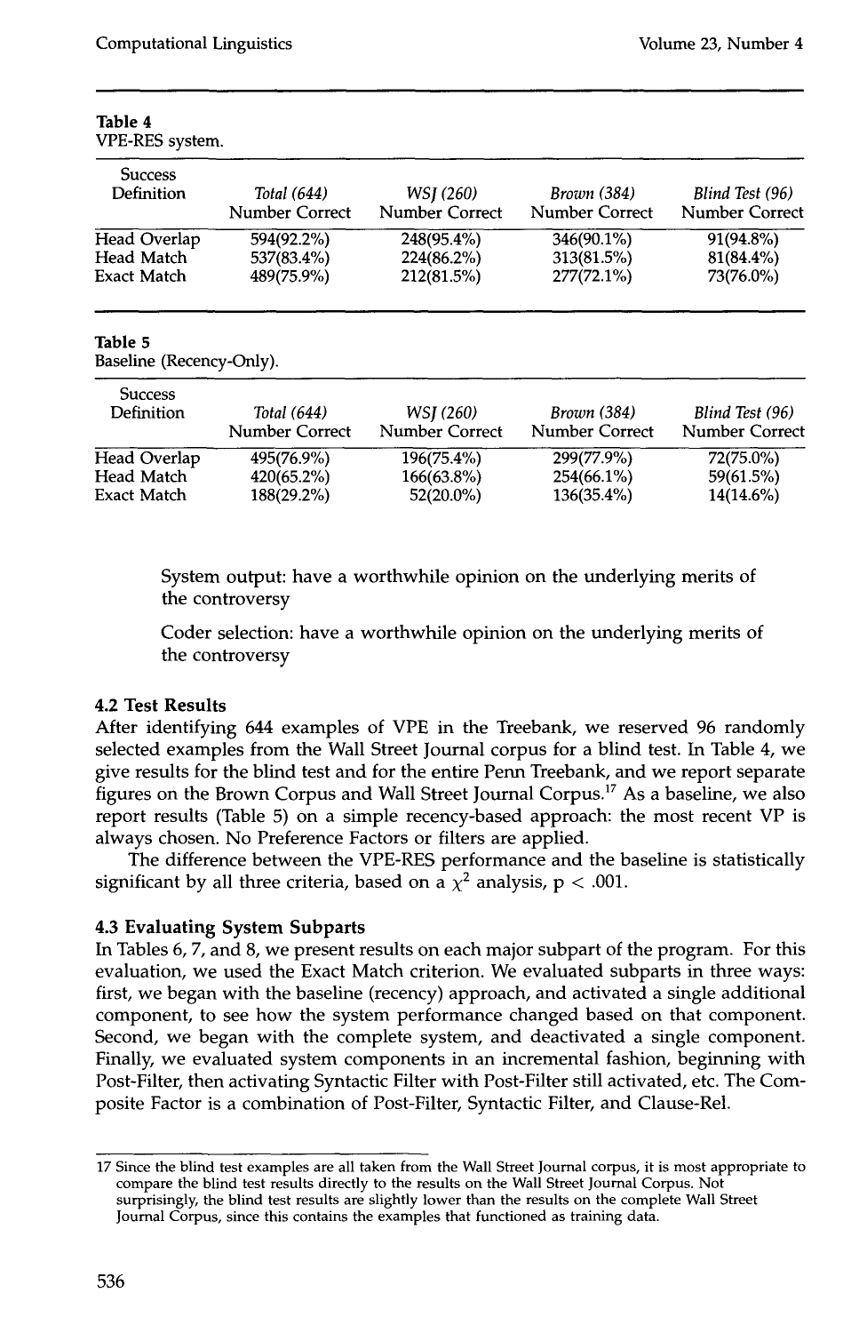**Table 4**
VPE-RES system.

| Success Definition | *Total (644)* Number Correct | *WSJ (260)* Number Correct | *Brown (384)* Number Correct | *Blind Test (96)* Number Correct |
|---|---|---|---|---|
| Head Overlap | 594(92.2%) | 248(95.4%) | 346(90.1%) | 91(94.8%) |
| Head Match | 537(83.4%) | 224(86.2%) | 313(81.5%) | 81(84.4%) |
| Exact Match | 489(75.9%) | 212(81.5%) | 277(72.1%) | 73(76.0%) |

**Table 5**
Baseline (Recency-Only).

| Success Definition | *Total (644)* Number Correct | *WSJ (260)* Number Correct | *Brown (384)* Number Correct | *Blind Test (96)* Number Correct |
|---|---|---|---|---|
| Head Overlap | 495(76.9%) | 196(75.4%) | 299(77.9%) | 72(75.0%) |
| Head Match | 420(65.2%) | 166(63.8%) | 254(66.1%) | 59(61.5%) |
| Exact Match | 188(29.2%) | 52(20.0%) | 136(35.4%) | 14(14.6%) |

> System output: have a worthwhile opinion on the underlying merits of the controversy
>
> Coder selection: have a worthwhile opinion on the underlying merits of the controversy

### 4.2 Test Results

After identifying 644 examples of VPE in the Treebank, we reserved 96 randomly selected examples from the Wall Street Journal corpus for a blind test. In Table 4, we give results for the blind test and for the entire Penn Treebank, and we report separate figures on the Brown Corpus and Wall Street Journal Corpus.[17] As a baseline, we also report results (Table 5) on a simple recency-based approach: the most recent VP is always chosen. No Preference Factors or filters are applied.

The difference between the VPE-RES performance and the baseline is statistically significant by all three criteria, based on a $\chi^2$ analysis, $p < .001$.

### 4.3 Evaluating System Subparts

In Tables 6, 7, and 8, we present results on each major subpart of the program. For this evaluation, we used the Exact Match criterion. We evaluated subparts in three ways: first, we began with the baseline (recency) approach, and activated a single additional component, to see how the system performance changed based on that component. Second, we began with the complete system, and deactivated a single component. Finally, we evaluated system components in an incremental fashion, beginning with Post-Filter, then activating Syntactic Filter with Post-Filter still activated, etc. The Composite Factor is a combination of Post-Filter, Syntactic Filter, and Clause-Rel.

---

17 Since the blind test examples are all taken from the Wall Street Journal corpus, it is most appropriate to compare the blind test results directly to the results on the Wall Street Journal Corpus. Not surprisingly, the blind test results are slightly lower than the results on the complete Wall Street Journal Corpus, since this contains the examples that functioned as training data.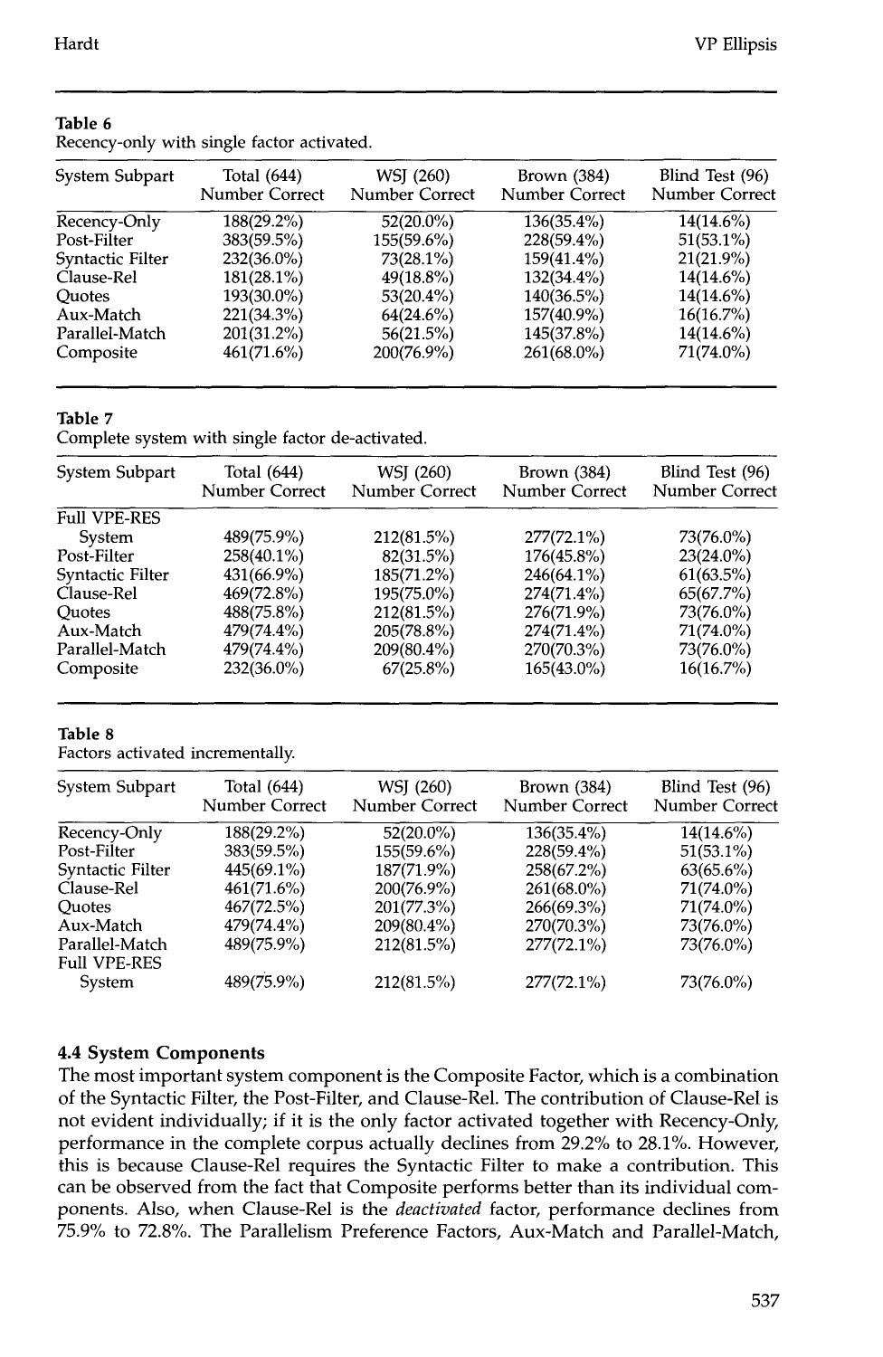**Table 6**
Recency-only with single factor activated.

| System Subpart | Total (644) Number Correct | WSJ (260) Number Correct | Brown (384) Number Correct | Blind Test (96) Number Correct |
|---|---|---|---|---|
| Recency-Only | 188(29.2%) | 52(20.0%) | 136(35.4%) | 14(14.6%) |
| Post-Filter | 383(59.5%) | 155(59.6%) | 228(59.4%) | 51(53.1%) |
| Syntactic Filter | 232(36.0%) | 73(28.1%) | 159(41.4%) | 21(21.9%) |
| Clause-Rel | 181(28.1%) | 49(18.8%) | 132(34.4%) | 14(14.6%) |
| Quotes | 193(30.0%) | 53(20.4%) | 140(36.5%) | 14(14.6%) |
| Aux-Match | 221(34.3%) | 64(24.6%) | 157(40.9%) | 16(16.7%) |
| Parallel-Match | 201(31.2%) | 56(21.5%) | 145(37.8%) | 14(14.6%) |
| Composite | 461(71.6%) | 200(76.9%) | 261(68.0%) | 71(74.0%) |

**Table 7**
Complete system with single factor de-activated.

| System Subpart | Total (644) Number Correct | WSJ (260) Number Correct | Brown (384) Number Correct | Blind Test (96) Number Correct |
|---|---|---|---|---|
| Full VPE-RES System | 489(75.9%) | 212(81.5%) | 277(72.1%) | 73(76.0%) |
| Post-Filter | 258(40.1%) | 82(31.5%) | 176(45.8%) | 23(24.0%) |
| Syntactic Filter | 431(66.9%) | 185(71.2%) | 246(64.1%) | 61(63.5%) |
| Clause-Rel | 469(72.8%) | 195(75.0%) | 274(71.4%) | 65(67.7%) |
| Quotes | 488(75.8%) | 212(81.5%) | 276(71.9%) | 73(76.0%) |
| Aux-Match | 479(74.4%) | 205(78.8%) | 274(71.4%) | 71(74.0%) |
| Parallel-Match | 479(74.4%) | 209(80.4%) | 270(70.3%) | 73(76.0%) |
| Composite | 232(36.0%) | 67(25.8%) | 165(43.0%) | 16(16.7%) |

**Table 8**
Factors activated incrementally.

| System Subpart | Total (644) Number Correct | WSJ (260) Number Correct | Brown (384) Number Correct | Blind Test (96) Number Correct |
|---|---|---|---|---|
| Recency-Only | 188(29.2%) | 52(20.0%) | 136(35.4%) | 14(14.6%) |
| Post-Filter | 383(59.5%) | 155(59.6%) | 228(59.4%) | 51(53.1%) |
| Syntactic Filter | 445(69.1%) | 187(71.9%) | 258(67.2%) | 63(65.6%) |
| Clause-Rel | 461(71.6%) | 200(76.9%) | 261(68.0%) | 71(74.0%) |
| Quotes | 467(72.5%) | 201(77.3%) | 266(69.3%) | 71(74.0%) |
| Aux-Match | 479(74.4%) | 209(80.4%) | 270(70.3%) | 73(76.0%) |
| Parallel-Match | 489(75.9%) | 212(81.5%) | 277(72.1%) | 73(76.0%) |
| Full VPE-RES System | 489(75.9%) | 212(81.5%) | 277(72.1%) | 73(76.0%) |

### 4.4 System Components

The most important system component is the Composite Factor, which is a combination of the Syntactic Filter, the Post-Filter, and Clause-Rel. The contribution of Clause-Rel is not evident individually; if it is the only factor activated together with Recency-Only, performance in the complete corpus actually declines from 29.2% to 28.1%. However, this is because Clause-Rel requires the Syntactic Filter to make a contribution. This can be observed from the fact that Composite performs better than its individual components. Also, when Clause-Rel is the *deactivated* factor, performance declines from 75.9% to 72.8%. The Parallelism Preference Factors, Aux-Match and Parallel-Match,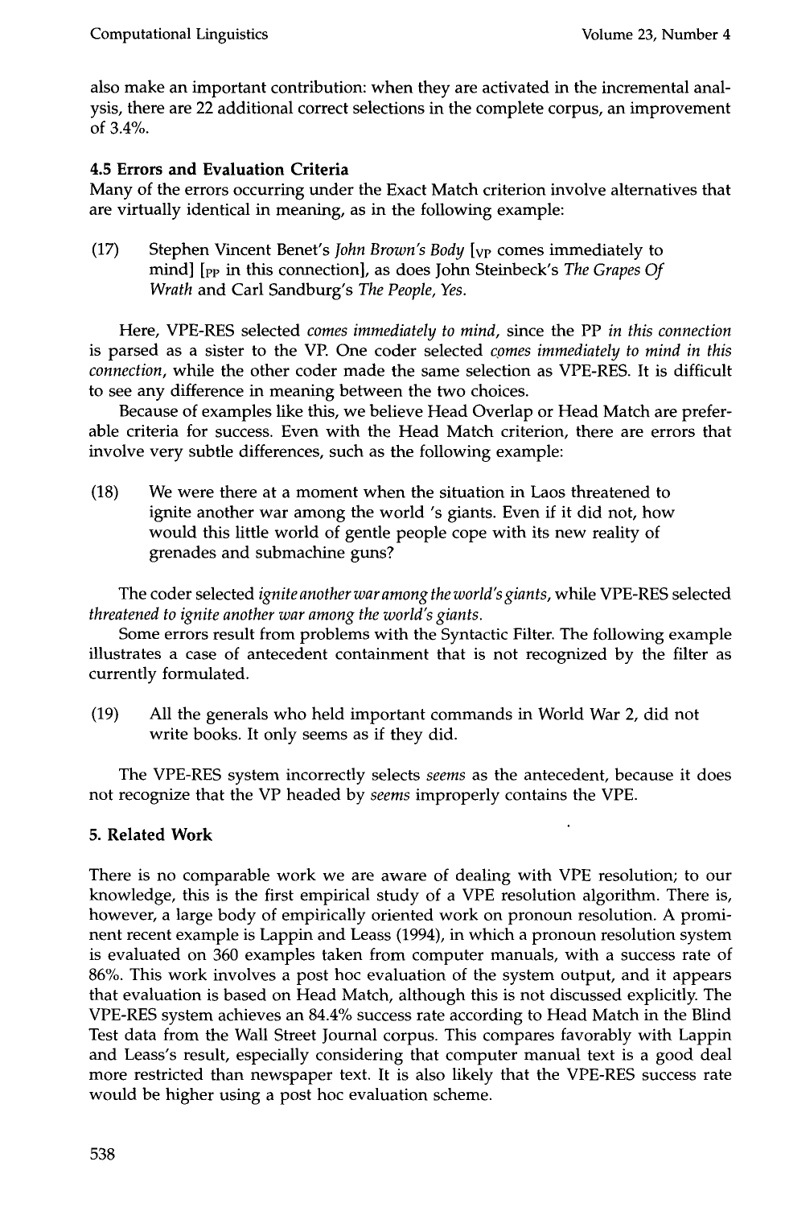also make an important contribution: when they are activated in the incremental analysis, there are 22 additional correct selections in the complete corpus, an improvement of 3.4%.

### 4.5 Errors and Evaluation Criteria

Many of the errors occurring under the Exact Match criterion involve alternatives that are virtually identical in meaning, as in the following example:

(17) Stephen Vincent Benet's *John Brown's Body* [$_{VP}$ comes immediately to mind] [$_{PP}$ in this connection], as does John Steinbeck's *The Grapes Of Wrath* and Carl Sandburg's *The People, Yes.*

Here, VPE-RES selected *comes immediately to mind,* since the PP *in this connection* is parsed as a sister to the VP. One coder selected *comes immediately to mind in this connection,* while the other coder made the same selection as VPE-RES. It is difficult to see any difference in meaning between the two choices.

Because of examples like this, we believe Head Overlap or Head Match are preferable criteria for success. Even with the Head Match criterion, there are errors that involve very subtle differences, such as the following example:

(18) We were there at a moment when the situation in Laos threatened to ignite another war among the world 's giants. Even if it did not, how would this little world of gentle people cope with its new reality of grenades and submachine guns?

The coder selected *ignite another war among the world's giants,* while VPE-RES selected *threatened to ignite another war among the world's giants.*

Some errors result from problems with the Syntactic Filter. The following example illustrates a case of antecedent containment that is not recognized by the filter as currently formulated.

(19) All the generals who held important commands in World War 2, did not write books. It only seems as if they did.

The VPE-RES system incorrectly selects *seems* as the antecedent, because it does not recognize that the VP headed by *seems* improperly contains the VPE.

## 5. Related Work

There is no comparable work we are aware of dealing with VPE resolution; to our knowledge, this is the first empirical study of a VPE resolution algorithm. There is, however, a large body of empirically oriented work on pronoun resolution. A prominent recent example is Lappin and Leass (1994), in which a pronoun resolution system is evaluated on 360 examples taken from computer manuals, with a success rate of 86%. This work involves a post hoc evaluation of the system output, and it appears that evaluation is based on Head Match, although this is not discussed explicitly. The VPE-RES system achieves an 84.4% success rate according to Head Match in the Blind Test data from the Wall Street Journal corpus. This compares favorably with Lappin and Leass's result, especially considering that computer manual text is a good deal more restricted than newspaper text. It is also likely that the VPE-RES success rate would be higher using a post hoc evaluation scheme.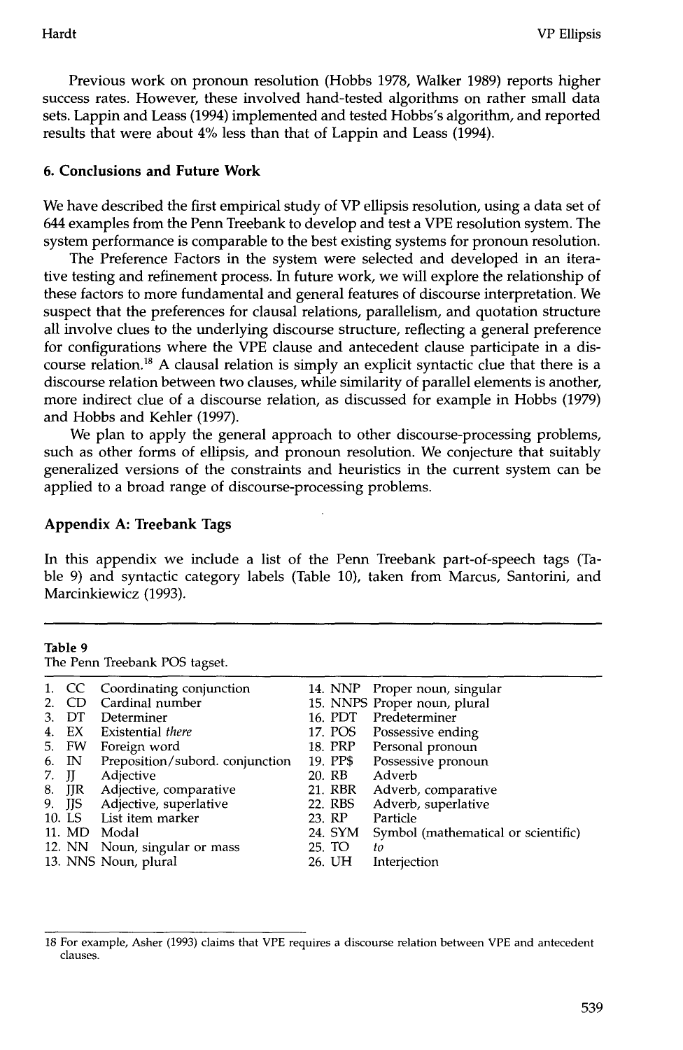Previous work on pronoun resolution (Hobbs 1978, Walker 1989) reports higher success rates. However, these involved hand-tested algorithms on rather small data sets. Lappin and Leass (1994) implemented and tested Hobbs's algorithm, and reported results that were about 4% less than that of Lappin and Leass (1994).

## 6. Conclusions and Future Work

We have described the first empirical study of VP ellipsis resolution, using a data set of 644 examples from the Penn Treebank to develop and test a VPE resolution system. The system performance is comparable to the best existing systems for pronoun resolution.

The Preference Factors in the system were selected and developed in an iterative testing and refinement process. In future work, we will explore the relationship of these factors to more fundamental and general features of discourse interpretation. We suspect that the preferences for clausal relations, parallelism, and quotation structure all involve clues to the underlying discourse structure, reflecting a general preference for configurations where the VPE clause and antecedent clause participate in a discourse relation.[18] A clausal relation is simply an explicit syntactic clue that there is a discourse relation between two clauses, while similarity of parallel elements is another, more indirect clue of a discourse relation, as discussed for example in Hobbs (1979) and Hobbs and Kehler (1997).

We plan to apply the general approach to other discourse-processing problems, such as other forms of ellipsis, and pronoun resolution. We conjecture that suitably generalized versions of the constraints and heuristics in the current system can be applied to a broad range of discourse-processing problems.

## Appendix A: Treebank Tags

In this appendix we include a list of the Penn Treebank part-of-speech tags (Table 9) and syntactic category labels (Table 10), taken from Marcus, Santorini, and Marcinkiewicz (1993).

**Table 9**
The Penn Treebank POS tagset.

| | Tag | Description | | Tag | Description |
|---|---|---|---|---|---|
| 1. | CC | Coordinating conjunction | 14. | NNP | Proper noun, singular |
| 2. | CD | Cardinal number | 15. | NNPS | Proper noun, plural |
| 3. | DT | Determiner | 16. | PDT | Predeterminer |
| 4. | EX | Existential *there* | 17. | POS | Possessive ending |
| 5. | FW | Foreign word | 18. | PRP | Personal pronoun |
| 6. | IN | Preposition/subord. conjunction | 19. | PP$ | Possessive pronoun |
| 7. | JJ | Adjective | 20. | RB | Adverb |
| 8. | JJR | Adjective, comparative | 21. | RBR | Adverb, comparative |
| 9. | JJS | Adjective, superlative | 22. | RBS | Adverb, superlative |
| 10. | LS | List item marker | 23. | RP | Particle |
| 11. | MD | Modal | 24. | SYM | Symbol (mathematical or scientific) |
| 12. | NN | Noun, singular or mass | 25. | TO | *to* |
| 13. | NNS | Noun, plural | 26. | UH | Interjection |

18 For example, Asher (1993) claims that VPE requires a discourse relation between VPE and antecedent clauses.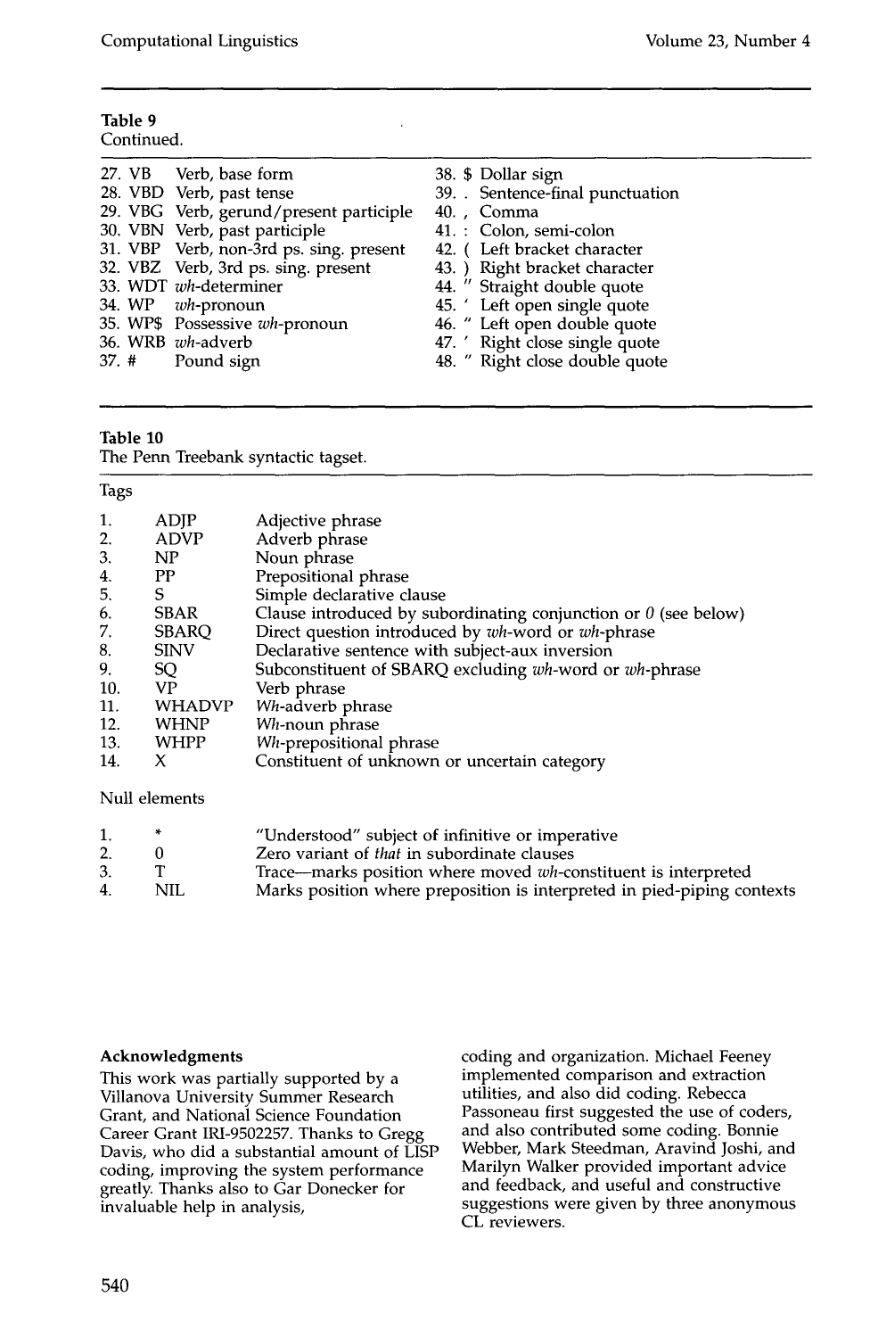**Table 9**
Continued.

| | | | |
|---|---|---|---|
| 27. VB | Verb, base form | 38. $ | Dollar sign |
| 28. VBD | Verb, past tense | 39. . | Sentence-final punctuation |
| 29. VBG | Verb, gerund/present participle | 40. , | Comma |
| 30. VBN | Verb, past participle | 41. : | Colon, semi-colon |
| 31. VBP | Verb, non-3rd ps. sing. present | 42. ( | Left bracket character |
| 32. VBZ | Verb, 3rd ps. sing. present | 43. ) | Right bracket character |
| 33. WDT | *wh*-determiner | 44. " | Straight double quote |
| 34. WP | *wh*-pronoun | 45. ' | Left open single quote |
| 35. WP$ | Possessive *wh*-pronoun | 46. " | Left open double quote |
| 36. WRB | *wh*-adverb | 47. ' | Right close single quote |
| 37. # | Pound sign | 48. " | Right close double quote |

**Table 10**
The Penn Treebank syntactic tagset.

Tags

| | | |
|---|---|---|
| 1. | ADJP | Adjective phrase |
| 2. | ADVP | Adverb phrase |
| 3. | NP | Noun phrase |
| 4. | PP | Prepositional phrase |
| 5. | S | Simple declarative clause |
| 6. | SBAR | Clause introduced by subordinating conjunction or *0* (see below) |
| 7. | SBARQ | Direct question introduced by *wh*-word or *wh*-phrase |
| 8. | SINV | Declarative sentence with subject-aux inversion |
| 9. | SQ | Subconstituent of SBARQ excluding *wh*-word or *wh*-phrase |
| 10. | VP | Verb phrase |
| 11. | WHADVP | *Wh*-adverb phrase |
| 12. | WHNP | *Wh*-noun phrase |
| 13. | WHPP | *Wh*-prepositional phrase |
| 14. | X | Constituent of unknown or uncertain category |

Null elements

| | | |
|---|---|---|
| 1. | * | "Understood" subject of infinitive or imperative |
| 2. | 0 | Zero variant of *that* in subordinate clauses |
| 3. | T | Trace—marks position where moved *wh*-constituent is interpreted |
| 4. | NIL | Marks position where preposition is interpreted in pied-piping contexts |

## Acknowledgments

This work was partially supported by a Villanova University Summer Research Grant, and National Science Foundation Career Grant IRI-9502257. Thanks to Gregg Davis, who did a substantial amount of LISP coding, improving the system performance greatly. Thanks also to Gar Donecker for invaluable help in analysis, coding and organization. Michael Feeney implemented comparison and extraction utilities, and also did coding. Rebecca Passoneau first suggested the use of coders, and also contributed some coding. Bonnie Webber, Mark Steedman, Aravind Joshi, and Marilyn Walker provided important advice and feedback, and useful and constructive suggestions were given by three anonymous CL reviewers.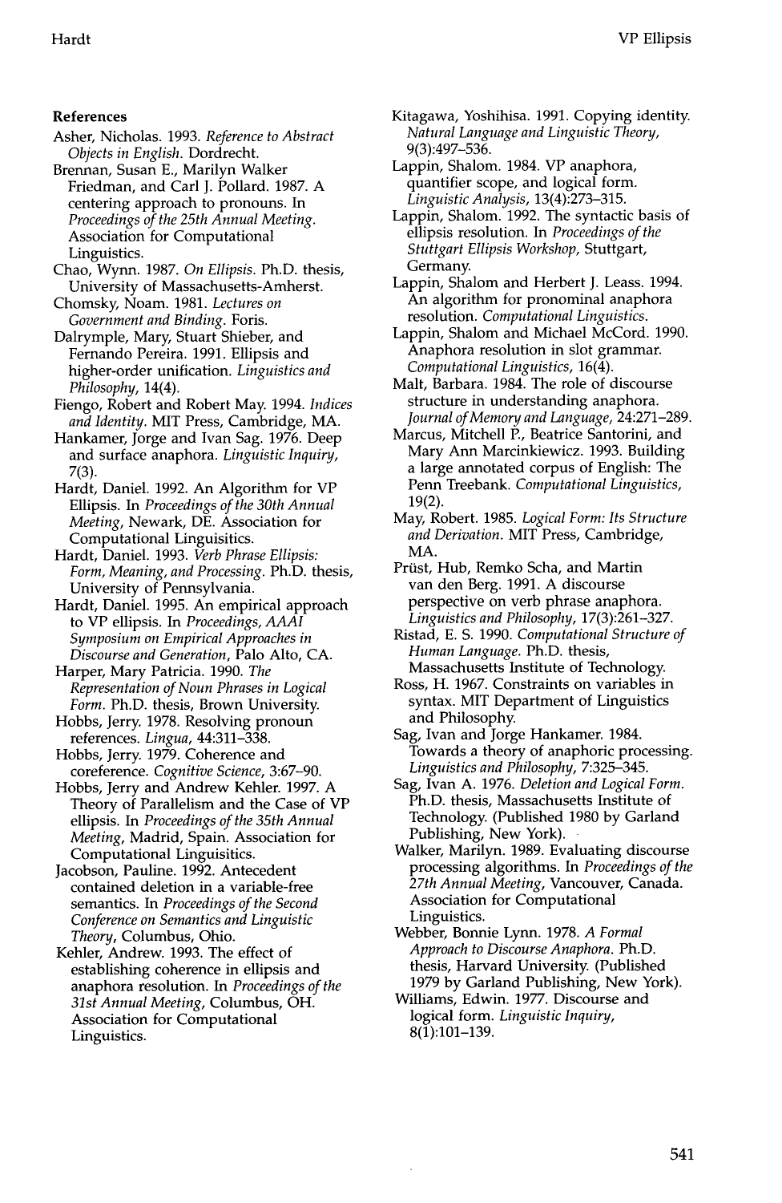## References

Asher, Nicholas. 1993. *Reference to Abstract Objects in English.* Dordrecht.

Brennan, Susan E., Marilyn Walker Friedman, and Carl J. Pollard. 1987. A centering approach to pronouns. In *Proceedings of the 25th Annual Meeting.* Association for Computational Linguistics.

Chao, Wynn. 1987. *On Ellipsis.* Ph.D. thesis, University of Massachusetts-Amherst.

Chomsky, Noam. 1981. *Lectures on Government and Binding.* Foris.

Dalrymple, Mary, Stuart Shieber, and Fernando Pereira. 1991. Ellipsis and higher-order unification. *Linguistics and Philosophy,* 14(4).

Fiengo, Robert and Robert May. 1994. *Indices and Identity.* MIT Press, Cambridge, MA.

Hankamer, Jorge and Ivan Sag. 1976. Deep and surface anaphora. *Linguistic Inquiry,* 7(3).

Hardt, Daniel. 1992. An Algorithm for VP Ellipsis. In *Proceedings of the 30th Annual Meeting,* Newark, DE. Association for Computational Linguisitics.

Hardt, Daniel. 1993. *Verb Phrase Ellipsis: Form, Meaning, and Processing.* Ph.D. thesis, University of Pennsylvania.

Hardt, Daniel. 1995. An empirical approach to VP ellipsis. In *Proceedings, AAAI Symposium on Empirical Approaches in Discourse and Generation,* Palo Alto, CA.

Harper, Mary Patricia. 1990. *The Representation of Noun Phrases in Logical Form.* Ph.D. thesis, Brown University.

Hobbs, Jerry. 1978. Resolving pronoun references. *Lingua,* 44:311–338.

Hobbs, Jerry. 1979. Coherence and coreference. *Cognitive Science,* 3:67–90.

Hobbs, Jerry and Andrew Kehler. 1997. A Theory of Parallelism and the Case of VP ellipsis. In *Proceedings of the 35th Annual Meeting,* Madrid, Spain. Association for Computational Linguisitics.

Jacobson, Pauline. 1992. Antecedent contained deletion in a variable-free semantics. In *Proceedings of the Second Conference on Semantics and Linguistic Theory,* Columbus, Ohio.

Kehler, Andrew. 1993. The effect of establishing coherence in ellipsis and anaphora resolution. In *Proceedings of the 31st Annual Meeting,* Columbus, OH. Association for Computational Linguistics.

Kitagawa, Yoshihisa. 1991. Copying identity. *Natural Language and Linguistic Theory,* 9(3):497–536.

Lappin, Shalom. 1984. VP anaphora, quantifier scope, and logical form. *Linguistic Analysis,* 13(4):273–315.

Lappin, Shalom. 1992. The syntactic basis of ellipsis resolution. In *Proceedings of the Stuttgart Ellipsis Workshop,* Stuttgart, Germany.

Lappin, Shalom and Herbert J. Leass. 1994. An algorithm for pronominal anaphora resolution. *Computational Linguistics.*

Lappin, Shalom and Michael McCord. 1990. Anaphora resolution in slot grammar. *Computational Linguistics,* 16(4).

Malt, Barbara. 1984. The role of discourse structure in understanding anaphora. *Journal of Memory and Language,* 24:271–289.

Marcus, Mitchell P., Beatrice Santorini, and Mary Ann Marcinkiewicz. 1993. Building a large annotated corpus of English: The Penn Treebank. *Computational Linguistics,* 19(2).

May, Robert. 1985. *Logical Form: Its Structure and Derivation.* MIT Press, Cambridge, MA.

Prüst, Hub, Remko Scha, and Martin van den Berg. 1991. A discourse perspective on verb phrase anaphora. *Linguistics and Philosophy,* 17(3):261–327.

Ristad, E. S. 1990. *Computational Structure of Human Language.* Ph.D. thesis, Massachusetts Institute of Technology.

Ross, H. 1967. Constraints on variables in syntax. MIT Department of Linguistics and Philosophy.

Sag, Ivan and Jorge Hankamer. 1984. Towards a theory of anaphoric processing. *Linguistics and Philosophy,* 7:325–345.

Sag, Ivan A. 1976. *Deletion and Logical Form.* Ph.D. thesis, Massachusetts Institute of Technology. (Published 1980 by Garland Publishing, New York).

Walker, Marilyn. 1989. Evaluating discourse processing algorithms. In *Proceedings of the 27th Annual Meeting,* Vancouver, Canada. Association for Computational Linguistics.

Webber, Bonnie Lynn. 1978. *A Formal Approach to Discourse Anaphora.* Ph.D. thesis, Harvard University. (Published 1979 by Garland Publishing, New York).

Williams, Edwin. 1977. Discourse and logical form. *Linguistic Inquiry,* 8(1):101–139.